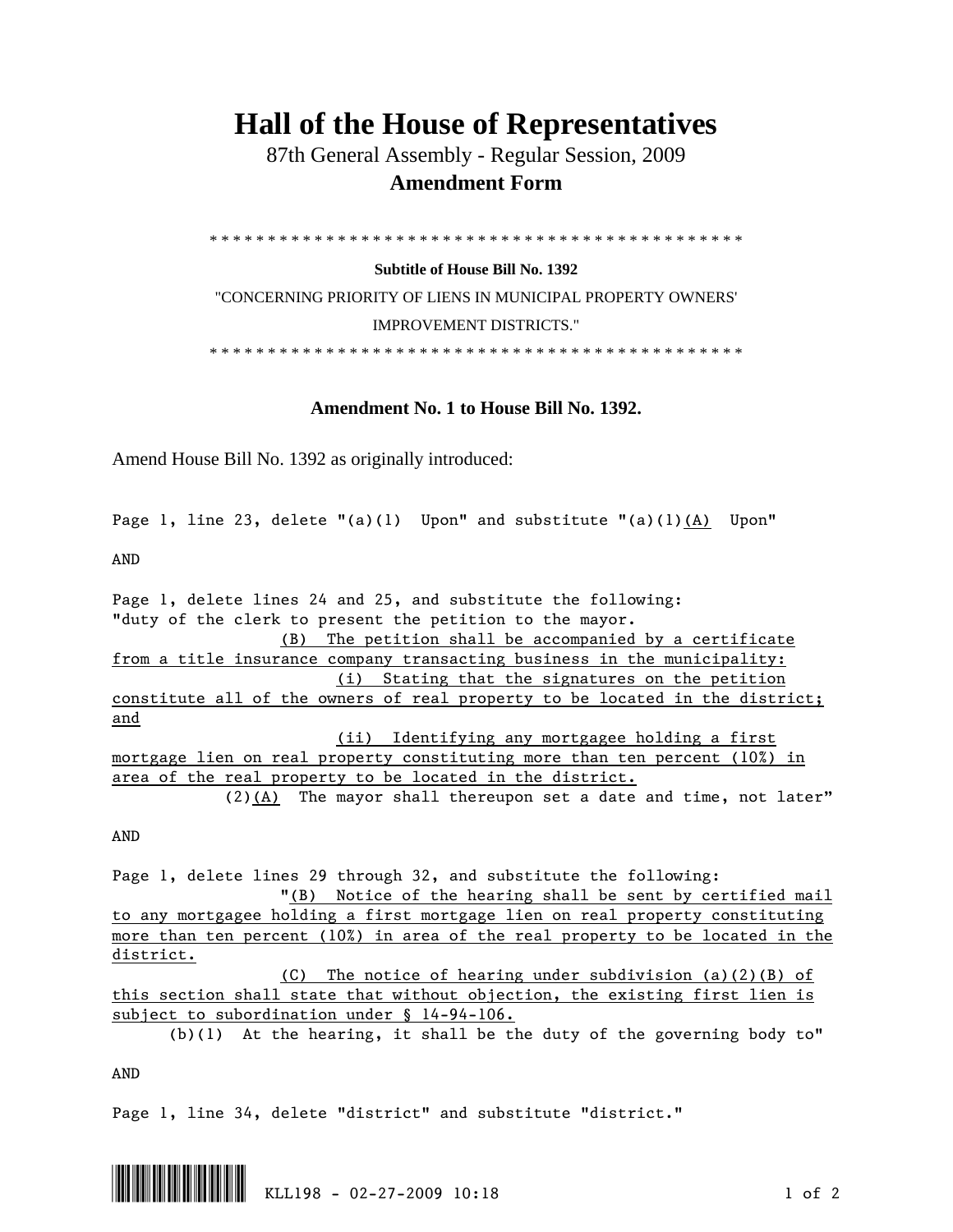# Hall of the House of Representatives

87th General Assembly - Regular Session, 2009

**Amendment Form**

\* \* \* \* \* \* \* \* \* \* \* \* \* \* \* \* \* \* \* \* \* \* \* \* \* \* \* \* \* \* \* \* \* \* \* \* \* \* \* \* \* \* \* \* \* \* \* \*

**Subtitle of House Bill No. 1392**

"CONCERNING PRIORITY OF LIENS IN MUNICIPAL PROPERTY OWNERS' IMPROVEMENT DISTRICTS."

\* \* \* \* \* \* \* \* \* \* \* \* \* \* \* \* \* \* \* \* \* \* \* \* \* \* \* \* \* \* \* \* \* \* \* \* \* \* \* \* \* \* \* \* \* \* \* \*

## Amendment No. 1 to House Bill No. 1392.

Amend House Bill No. 1392 as originally introduced:

Page 1, line 23, delete "(a)(1) Upon" and substitute "(a)(1)<u>(A)</u> Upon"

AND

Page 1, delete lines 24 and 25, and substitute the following:
"duty of the clerk to present the petition to the mayor.

<u>(B) The petition shall be accompanied by a certificate from a title insurance company transacting business in the municipality:</u>

<u>(i) Stating that the signatures on the petition constitute all of the owners of real property to be located in the district; and</u>

<u>(ii) Identifying any mortgagee holding a first mortgage lien on real property constituting more than ten percent (10%) in area of the real property to be located in the district.</u>

(2)<u>(A)</u> The mayor shall thereupon set a date and time, not later"

AND

Page 1, delete lines 29 through 32, and substitute the following:

"<u>(B) Notice of the hearing shall be sent by certified mail to any mortgagee holding a first mortgage lien on real property constituting more than ten percent (10%) in area of the real property to be located in the district.</u>

<u>(C) The notice of hearing under subdivision (a)(2)(B) of this section shall state that without objection, the existing first lien is subject to subordination under § 14-94-106.</u>

(b)(1) At the hearing, it shall be the duty of the governing body to"

AND

Page 1, line 34, delete "district" and substitute "district."

KLL198 - 02-27-2009 10:18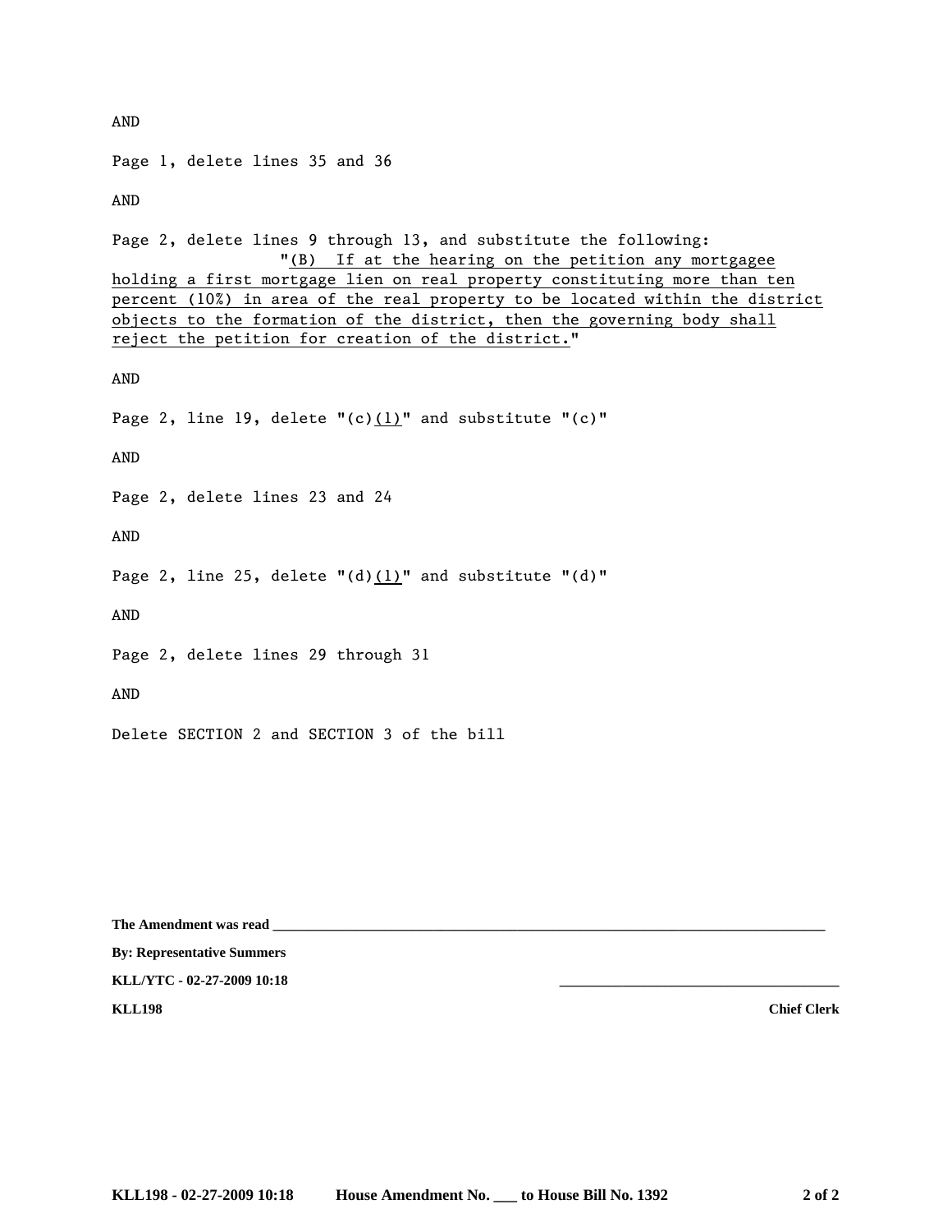AND

Page 1, delete lines 35 and 36

AND

Page 2, delete lines 9 through 13, and substitute the following:

"<u>(B) If at the hearing on the petition any mortgagee holding a first mortgage lien on real property constituting more than ten percent (10%) in area of the real property to be located within the district objects to the formation of the district, then the governing body shall reject the petition for creation of the district.</u>"

AND

Page 2, line 19, delete "(c)<u>(1)</u>" and substitute "(c)"

AND

Page 2, delete lines 23 and 24

AND

Page 2, line 25, delete "(d)<u>(1)</u>" and substitute "(d)"

AND

Page 2, delete lines 29 through 31

AND

Delete SECTION 2 and SECTION 3 of the bill

**The Amendment was read** ________________________________________________

**By: Representative Summers**

**KLL/YTC - 02-27-2009 10:18** ________________________________

**KLL198** **Chief Clerk**